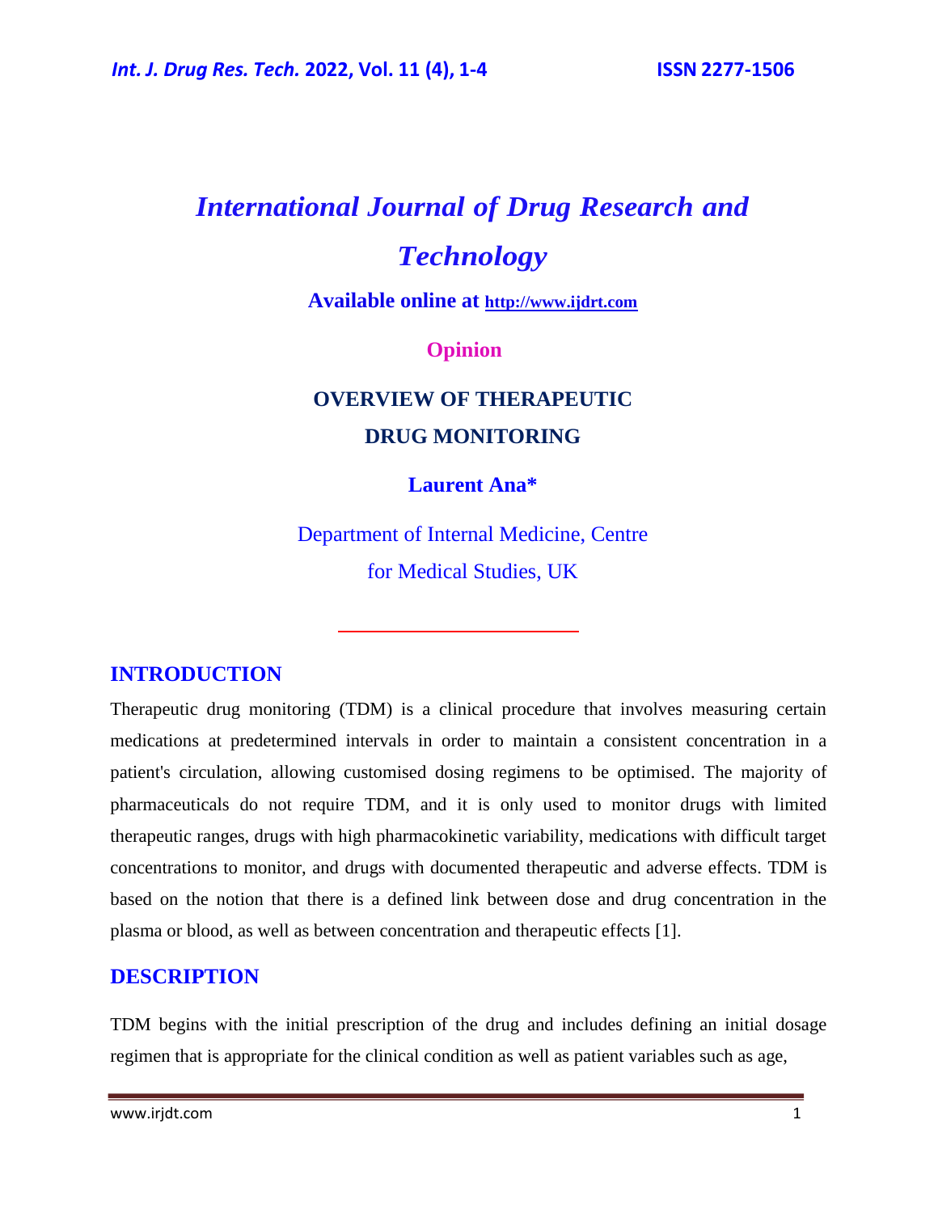# International Journal of Drug Research and Technology

**Available online at http://www.ijdrt.com**

**Opinion**

## OVERVIEW OF THERAPEUTIC DRUG MONITORING

**Laurent Ana***

Department of Internal Medicine, Centre for Medical Studies, UK

## INTRODUCTION

Therapeutic drug monitoring (TDM) is a clinical procedure that involves measuring certain medications at predetermined intervals in order to maintain a consistent concentration in a patient's circulation, allowing customised dosing regimens to be optimised. The majority of pharmaceuticals do not require TDM, and it is only used to monitor drugs with limited therapeutic ranges, drugs with high pharmacokinetic variability, medications with difficult target concentrations to monitor, and drugs with documented therapeutic and adverse effects. TDM is based on the notion that there is a defined link between dose and drug concentration in the plasma or blood, as well as between concentration and therapeutic effects [1].

## DESCRIPTION

TDM begins with the initial prescription of the drug and includes defining an initial dosage regimen that is appropriate for the clinical condition as well as patient variables such as age,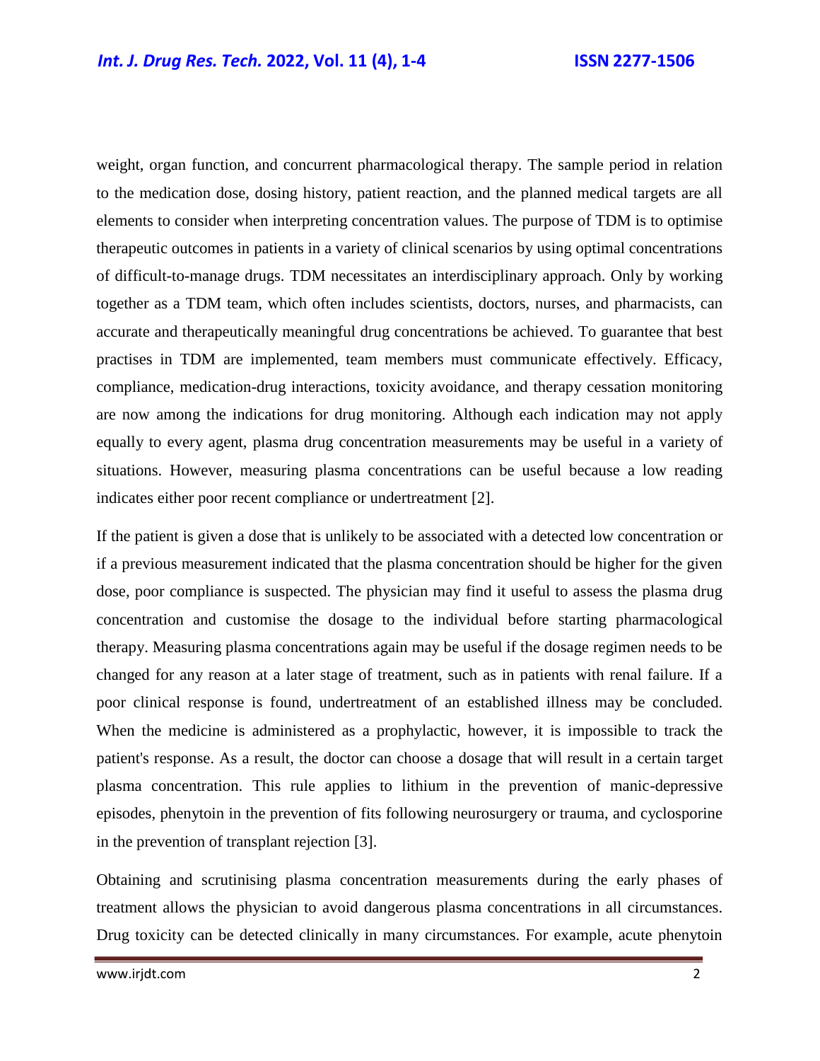weight, organ function, and concurrent pharmacological therapy. The sample period in relation to the medication dose, dosing history, patient reaction, and the planned medical targets are all elements to consider when interpreting concentration values. The purpose of TDM is to optimise therapeutic outcomes in patients in a variety of clinical scenarios by using optimal concentrations of difficult-to-manage drugs. TDM necessitates an interdisciplinary approach. Only by working together as a TDM team, which often includes scientists, doctors, nurses, and pharmacists, can accurate and therapeutically meaningful drug concentrations be achieved. To guarantee that best practises in TDM are implemented, team members must communicate effectively. Efficacy, compliance, medication-drug interactions, toxicity avoidance, and therapy cessation monitoring are now among the indications for drug monitoring. Although each indication may not apply equally to every agent, plasma drug concentration measurements may be useful in a variety of situations. However, measuring plasma concentrations can be useful because a low reading indicates either poor recent compliance or undertreatment [2].

If the patient is given a dose that is unlikely to be associated with a detected low concentration or if a previous measurement indicated that the plasma concentration should be higher for the given dose, poor compliance is suspected. The physician may find it useful to assess the plasma drug concentration and customise the dosage to the individual before starting pharmacological therapy. Measuring plasma concentrations again may be useful if the dosage regimen needs to be changed for any reason at a later stage of treatment, such as in patients with renal failure. If a poor clinical response is found, undertreatment of an established illness may be concluded. When the medicine is administered as a prophylactic, however, it is impossible to track the patient's response. As a result, the doctor can choose a dosage that will result in a certain target plasma concentration. This rule applies to lithium in the prevention of manic-depressive episodes, phenytoin in the prevention of fits following neurosurgery or trauma, and cyclosporine in the prevention of transplant rejection [3].

Obtaining and scrutinising plasma concentration measurements during the early phases of treatment allows the physician to avoid dangerous plasma concentrations in all circumstances. Drug toxicity can be detected clinically in many circumstances. For example, acute phenytoin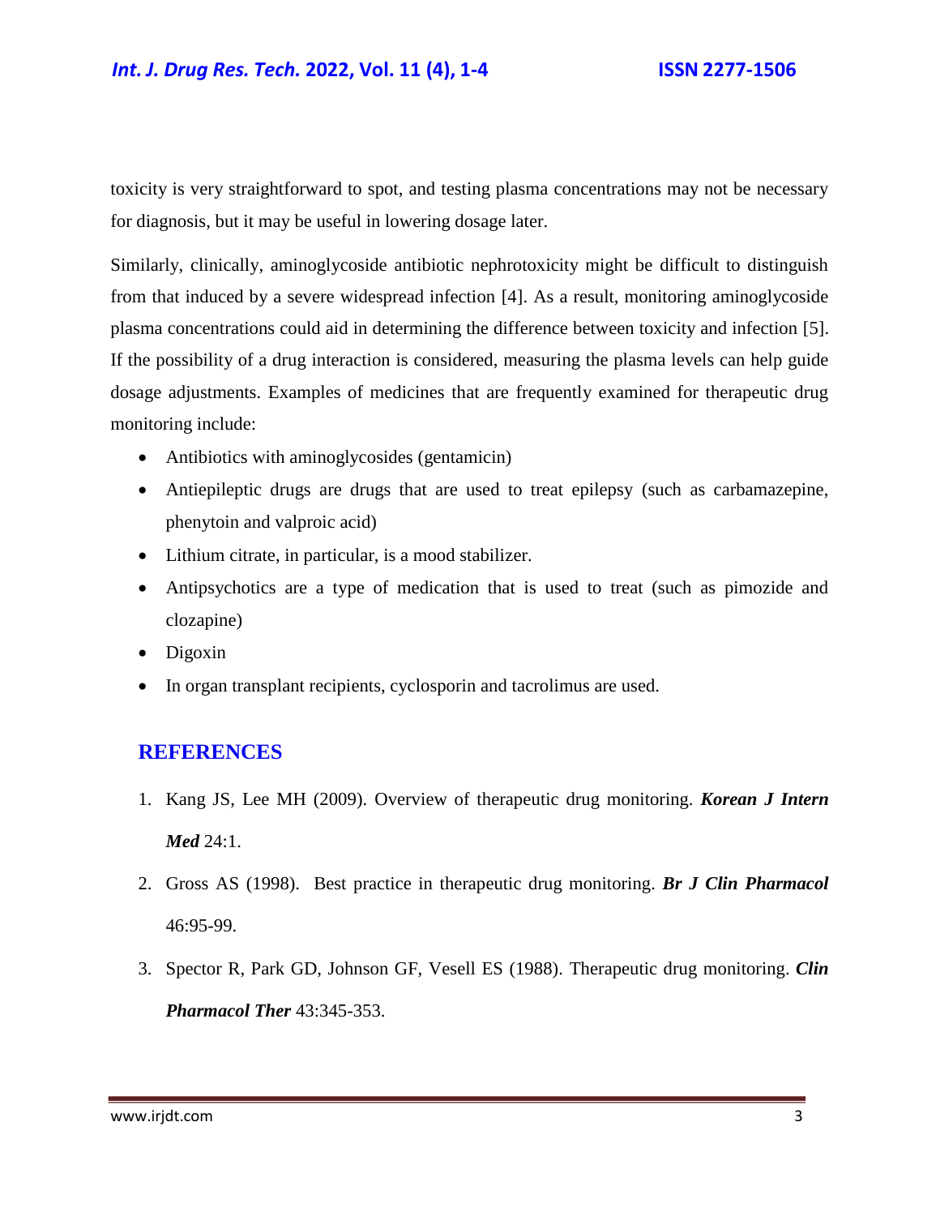toxicity is very straightforward to spot, and testing plasma concentrations may not be necessary for diagnosis, but it may be useful in lowering dosage later.

Similarly, clinically, aminoglycoside antibiotic nephrotoxicity might be difficult to distinguish from that induced by a severe widespread infection [4]. As a result, monitoring aminoglycoside plasma concentrations could aid in determining the difference between toxicity and infection [5]. If the possibility of a drug interaction is considered, measuring the plasma levels can help guide dosage adjustments. Examples of medicines that are frequently examined for therapeutic drug monitoring include:

- Antibiotics with aminoglycosides (gentamicin)
- Antiepileptic drugs are drugs that are used to treat epilepsy (such as carbamazepine, phenytoin and valproic acid)
- Lithium citrate, in particular, is a mood stabilizer.
- Antipsychotics are a type of medication that is used to treat (such as pimozide and clozapine)
- Digoxin
- In organ transplant recipients, cyclosporin and tacrolimus are used.

## REFERENCES

1. Kang JS, Lee MH (2009). Overview of therapeutic drug monitoring. ***Korean J Intern Med*** 24:1.
2. Gross AS (1998). Best practice in therapeutic drug monitoring. ***Br J Clin Pharmacol*** 46:95-99.
3. Spector R, Park GD, Johnson GF, Vesell ES (1988). Therapeutic drug monitoring. ***Clin Pharmacol Ther*** 43:345-353.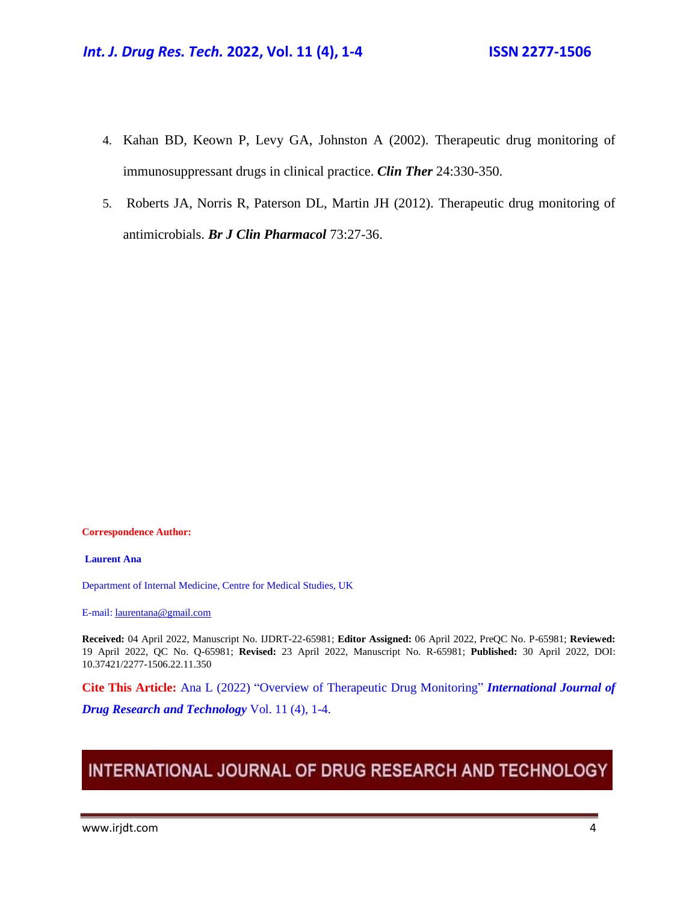4. Kahan BD, Keown P, Levy GA, Johnston A (2002). Therapeutic drug monitoring of immunosuppressant drugs in clinical practice. ***Clin Ther*** 24:330-350.
5. Roberts JA, Norris R, Paterson DL, Martin JH (2012). Therapeutic drug monitoring of antimicrobials. ***Br J Clin Pharmacol*** 73:27-36.

**Correspondence Author:**

**Laurent Ana**

Department of Internal Medicine, Centre for Medical Studies, UK

E-mail: laurentana@gmail.com

**Received:** 04 April 2022, Manuscript No. IJDRT-22-65981; **Editor Assigned:** 06 April 2022, PreQC No. P-65981; **Reviewed:** 19 April 2022, QC No. Q-65981; **Revised:** 23 April 2022, Manuscript No. R-65981; **Published:** 30 April 2022, DOI: 10.37421/2277-1506.22.11.350

**Cite This Article:** Ana L (2022) "Overview of Therapeutic Drug Monitoring" ***International Journal of Drug Research and Technology*** Vol. 11 (4), 1-4.